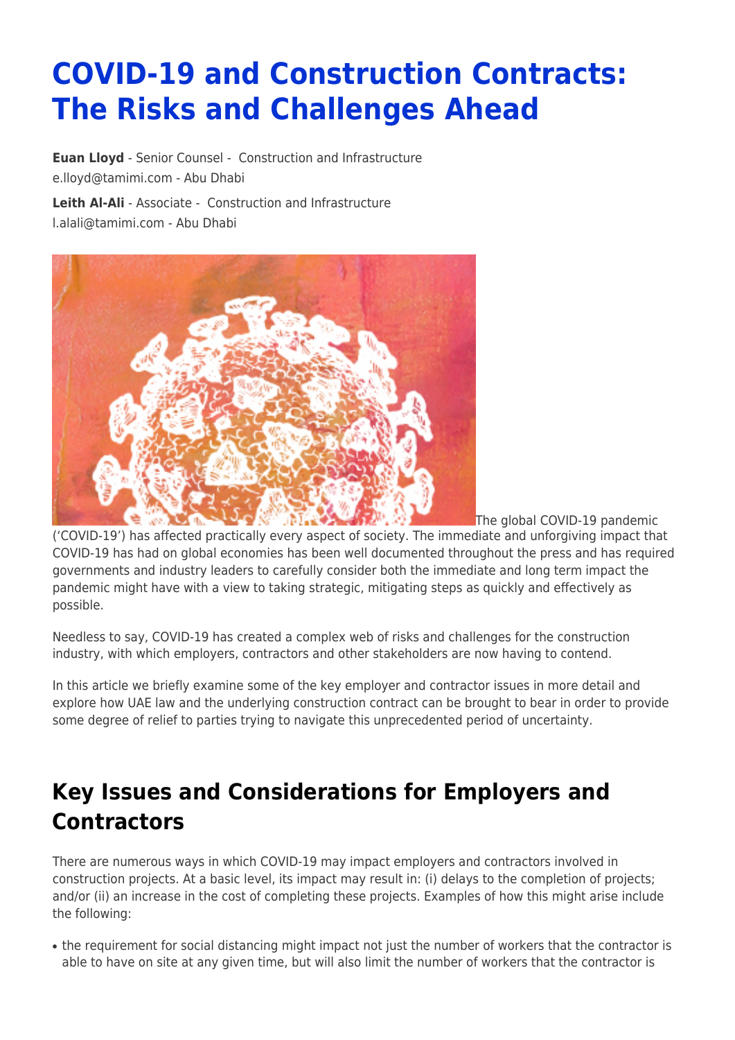# COVID-19 and Construction Contracts: The Risks and Challenges Ahead

**Euan Lloyd** - Senior Counsel - Construction and Infrastructure
e.lloyd@tamimi.com - Abu Dhabi

**Leith Al-Ali** - Associate - Construction and Infrastructure
l.alali@tamimi.com - Abu Dhabi

The global COVID-19 pandemic ('COVID-19') has affected practically every aspect of society. The immediate and unforgiving impact that COVID-19 has had on global economies has been well documented throughout the press and has required governments and industry leaders to carefully consider both the immediate and long term impact the pandemic might have with a view to taking strategic, mitigating steps as quickly and effectively as possible.

Needless to say, COVID-19 has created a complex web of risks and challenges for the construction industry, with which employers, contractors and other stakeholders are now having to contend.

In this article we briefly examine some of the key employer and contractor issues in more detail and explore how UAE law and the underlying construction contract can be brought to bear in order to provide some degree of relief to parties trying to navigate this unprecedented period of uncertainty.

## Key Issues and Considerations for Employers and Contractors

There are numerous ways in which COVID-19 may impact employers and contractors involved in construction projects. At a basic level, its impact may result in: (i) delays to the completion of projects; and/or (ii) an increase in the cost of completing these projects. Examples of how this might arise include the following:

- the requirement for social distancing might impact not just the number of workers that the contractor is able to have on site at any given time, but will also limit the number of workers that the contractor is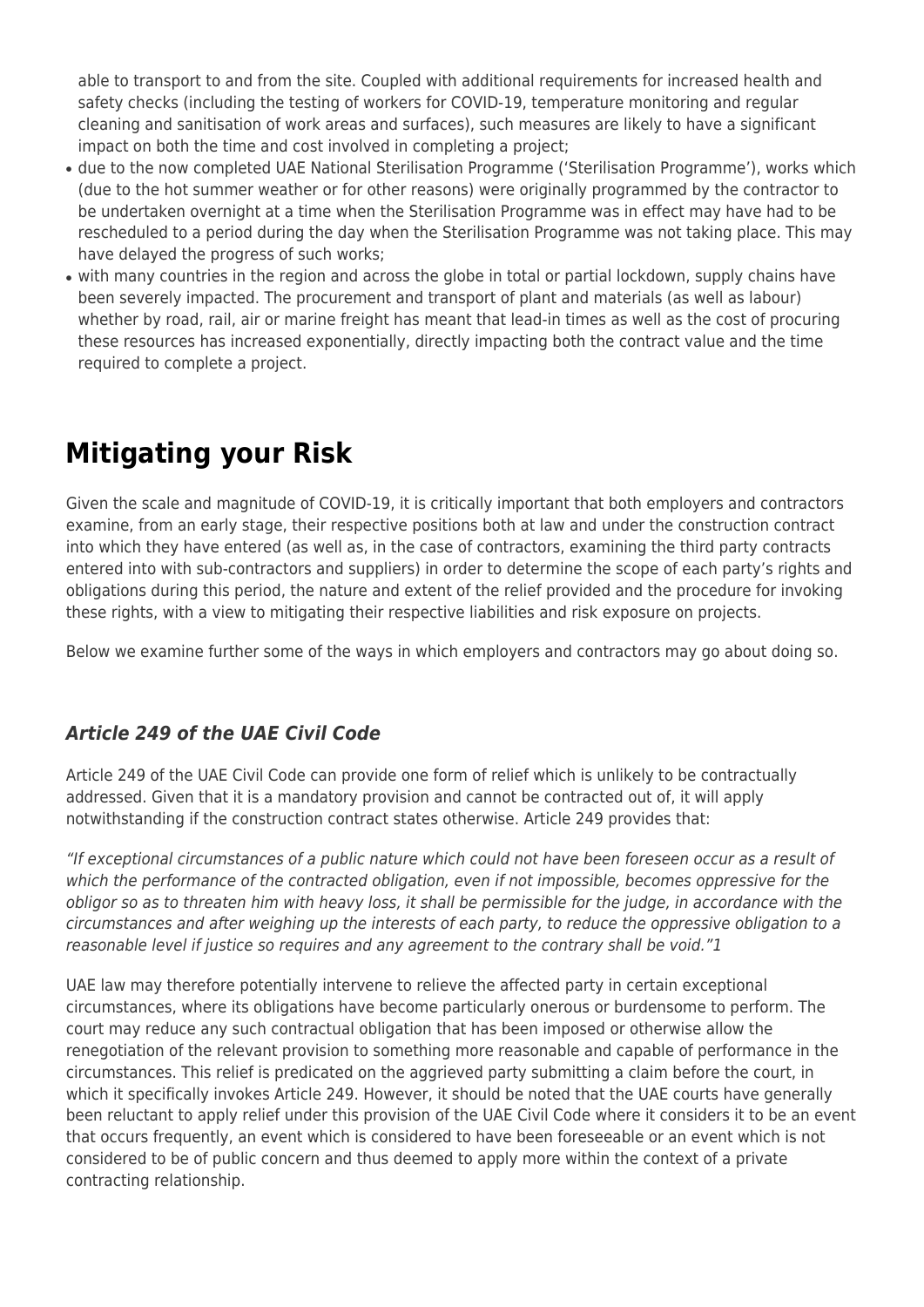able to transport to and from the site. Coupled with additional requirements for increased health and safety checks (including the testing of workers for COVID-19, temperature monitoring and regular cleaning and sanitisation of work areas and surfaces), such measures are likely to have a significant impact on both the time and cost involved in completing a project;

- due to the now completed UAE National Sterilisation Programme ('Sterilisation Programme'), works which (due to the hot summer weather or for other reasons) were originally programmed by the contractor to be undertaken overnight at a time when the Sterilisation Programme was in effect may have had to be rescheduled to a period during the day when the Sterilisation Programme was not taking place. This may have delayed the progress of such works;
- with many countries in the region and across the globe in total or partial lockdown, supply chains have been severely impacted. The procurement and transport of plant and materials (as well as labour) whether by road, rail, air or marine freight has meant that lead-in times as well as the cost of procuring these resources has increased exponentially, directly impacting both the contract value and the time required to complete a project.

# Mitigating your Risk

Given the scale and magnitude of COVID-19, it is critically important that both employers and contractors examine, from an early stage, their respective positions both at law and under the construction contract into which they have entered (as well as, in the case of contractors, examining the third party contracts entered into with sub-contractors and suppliers) in order to determine the scope of each party's rights and obligations during this period, the nature and extent of the relief provided and the procedure for invoking these rights, with a view to mitigating their respective liabilities and risk exposure on projects.

Below we examine further some of the ways in which employers and contractors may go about doing so.

### *Article 249 of the UAE Civil Code*

Article 249 of the UAE Civil Code can provide one form of relief which is unlikely to be contractually addressed. Given that it is a mandatory provision and cannot be contracted out of, it will apply notwithstanding if the construction contract states otherwise. Article 249 provides that:

*"If exceptional circumstances of a public nature which could not have been foreseen occur as a result of which the performance of the contracted obligation, even if not impossible, becomes oppressive for the obligor so as to threaten him with heavy loss, it shall be permissible for the judge, in accordance with the circumstances and after weighing up the interests of each party, to reduce the oppressive obligation to a reasonable level if justice so requires and any agreement to the contrary shall be void."*[1]

UAE law may therefore potentially intervene to relieve the affected party in certain exceptional circumstances, where its obligations have become particularly onerous or burdensome to perform. The court may reduce any such contractual obligation that has been imposed or otherwise allow the renegotiation of the relevant provision to something more reasonable and capable of performance in the circumstances. This relief is predicated on the aggrieved party submitting a claim before the court, in which it specifically invokes Article 249. However, it should be noted that the UAE courts have generally been reluctant to apply relief under this provision of the UAE Civil Code where it considers it to be an event that occurs frequently, an event which is considered to have been foreseeable or an event which is not considered to be of public concern and thus deemed to apply more within the context of a private contracting relationship.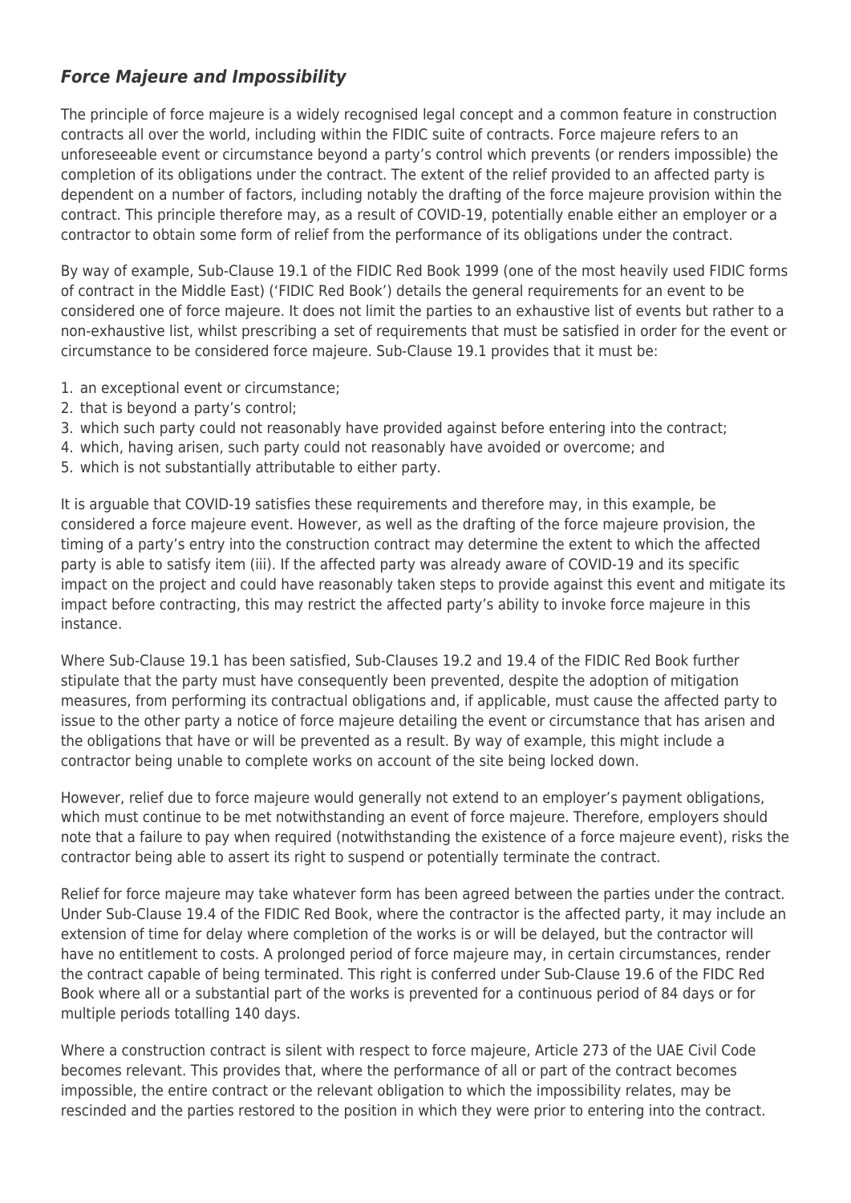### ***Force Majeure and Impossibility***

The principle of force majeure is a widely recognised legal concept and a common feature in construction contracts all over the world, including within the FIDIC suite of contracts. Force majeure refers to an unforeseeable event or circumstance beyond a party's control which prevents (or renders impossible) the completion of its obligations under the contract. The extent of the relief provided to an affected party is dependent on a number of factors, including notably the drafting of the force majeure provision within the contract. This principle therefore may, as a result of COVID-19, potentially enable either an employer or a contractor to obtain some form of relief from the performance of its obligations under the contract.

By way of example, Sub-Clause 19.1 of the FIDIC Red Book 1999 (one of the most heavily used FIDIC forms of contract in the Middle East) ('FIDIC Red Book') details the general requirements for an event to be considered one of force majeure. It does not limit the parties to an exhaustive list of events but rather to a non-exhaustive list, whilst prescribing a set of requirements that must be satisfied in order for the event or circumstance to be considered force majeure. Sub-Clause 19.1 provides that it must be:

1. an exceptional event or circumstance;
2. that is beyond a party's control;
3. which such party could not reasonably have provided against before entering into the contract;
4. which, having arisen, such party could not reasonably have avoided or overcome; and
5. which is not substantially attributable to either party.

It is arguable that COVID-19 satisfies these requirements and therefore may, in this example, be considered a force majeure event. However, as well as the drafting of the force majeure provision, the timing of a party's entry into the construction contract may determine the extent to which the affected party is able to satisfy item (iii). If the affected party was already aware of COVID-19 and its specific impact on the project and could have reasonably taken steps to provide against this event and mitigate its impact before contracting, this may restrict the affected party's ability to invoke force majeure in this instance.

Where Sub-Clause 19.1 has been satisfied, Sub-Clauses 19.2 and 19.4 of the FIDIC Red Book further stipulate that the party must have consequently been prevented, despite the adoption of mitigation measures, from performing its contractual obligations and, if applicable, must cause the affected party to issue to the other party a notice of force majeure detailing the event or circumstance that has arisen and the obligations that have or will be prevented as a result. By way of example, this might include a contractor being unable to complete works on account of the site being locked down.

However, relief due to force majeure would generally not extend to an employer's payment obligations, which must continue to be met notwithstanding an event of force majeure. Therefore, employers should note that a failure to pay when required (notwithstanding the existence of a force majeure event), risks the contractor being able to assert its right to suspend or potentially terminate the contract.

Relief for force majeure may take whatever form has been agreed between the parties under the contract. Under Sub-Clause 19.4 of the FIDIC Red Book, where the contractor is the affected party, it may include an extension of time for delay where completion of the works is or will be delayed, but the contractor will have no entitlement to costs. A prolonged period of force majeure may, in certain circumstances, render the contract capable of being terminated. This right is conferred under Sub-Clause 19.6 of the FIDC Red Book where all or a substantial part of the works is prevented for a continuous period of 84 days or for multiple periods totalling 140 days.

Where a construction contract is silent with respect to force majeure, Article 273 of the UAE Civil Code becomes relevant. This provides that, where the performance of all or part of the contract becomes impossible, the entire contract or the relevant obligation to which the impossibility relates, may be rescinded and the parties restored to the position in which they were prior to entering into the contract.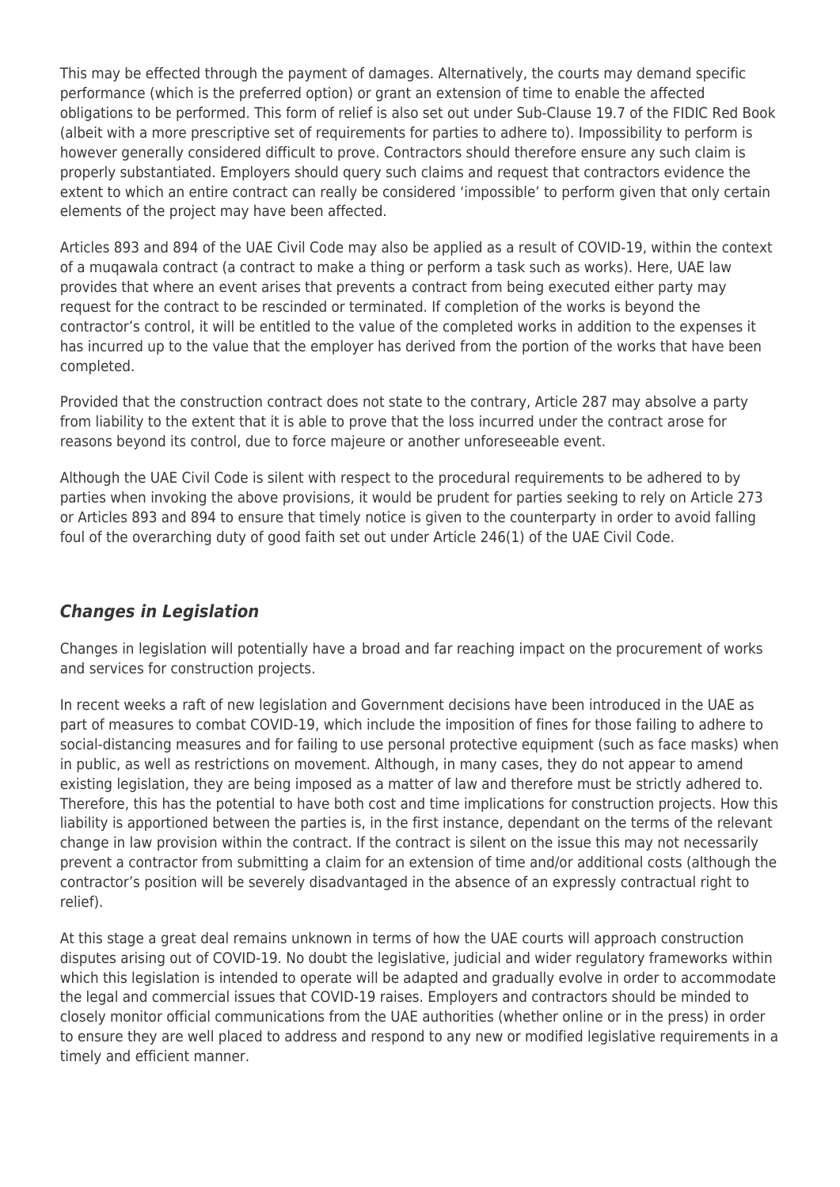This may be effected through the payment of damages. Alternatively, the courts may demand specific performance (which is the preferred option) or grant an extension of time to enable the affected obligations to be performed. This form of relief is also set out under Sub-Clause 19.7 of the FIDIC Red Book (albeit with a more prescriptive set of requirements for parties to adhere to). Impossibility to perform is however generally considered difficult to prove. Contractors should therefore ensure any such claim is properly substantiated. Employers should query such claims and request that contractors evidence the extent to which an entire contract can really be considered 'impossible' to perform given that only certain elements of the project may have been affected.

Articles 893 and 894 of the UAE Civil Code may also be applied as a result of COVID-19, within the context of a muqawala contract (a contract to make a thing or perform a task such as works). Here, UAE law provides that where an event arises that prevents a contract from being executed either party may request for the contract to be rescinded or terminated. If completion of the works is beyond the contractor's control, it will be entitled to the value of the completed works in addition to the expenses it has incurred up to the value that the employer has derived from the portion of the works that have been completed.

Provided that the construction contract does not state to the contrary, Article 287 may absolve a party from liability to the extent that it is able to prove that the loss incurred under the contract arose for reasons beyond its control, due to force majeure or another unforeseeable event.

Although the UAE Civil Code is silent with respect to the procedural requirements to be adhered to by parties when invoking the above provisions, it would be prudent for parties seeking to rely on Article 273 or Articles 893 and 894 to ensure that timely notice is given to the counterparty in order to avoid falling foul of the overarching duty of good faith set out under Article 246(1) of the UAE Civil Code.

### *Changes in Legislation*

Changes in legislation will potentially have a broad and far reaching impact on the procurement of works and services for construction projects.

In recent weeks a raft of new legislation and Government decisions have been introduced in the UAE as part of measures to combat COVID-19, which include the imposition of fines for those failing to adhere to social-distancing measures and for failing to use personal protective equipment (such as face masks) when in public, as well as restrictions on movement. Although, in many cases, they do not appear to amend existing legislation, they are being imposed as a matter of law and therefore must be strictly adhered to. Therefore, this has the potential to have both cost and time implications for construction projects. How this liability is apportioned between the parties is, in the first instance, dependant on the terms of the relevant change in law provision within the contract. If the contract is silent on the issue this may not necessarily prevent a contractor from submitting a claim for an extension of time and/or additional costs (although the contractor's position will be severely disadvantaged in the absence of an expressly contractual right to relief).

At this stage a great deal remains unknown in terms of how the UAE courts will approach construction disputes arising out of COVID-19. No doubt the legislative, judicial and wider regulatory frameworks within which this legislation is intended to operate will be adapted and gradually evolve in order to accommodate the legal and commercial issues that COVID-19 raises. Employers and contractors should be minded to closely monitor official communications from the UAE authorities (whether online or in the press) in order to ensure they are well placed to address and respond to any new or modified legislative requirements in a timely and efficient manner.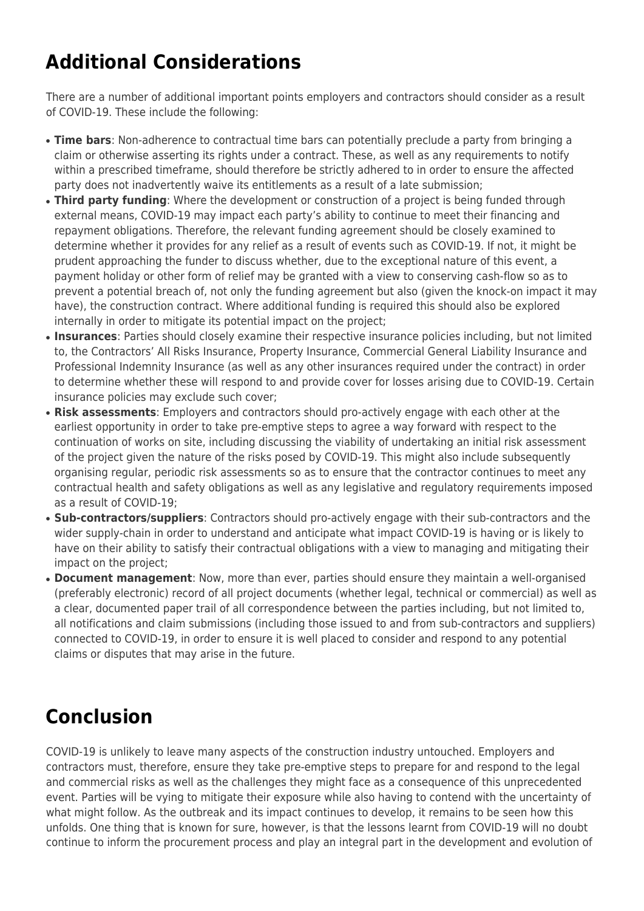## Additional Considerations

There are a number of additional important points employers and contractors should consider as a result of COVID-19. These include the following:

- **Time bars**: Non-adherence to contractual time bars can potentially preclude a party from bringing a claim or otherwise asserting its rights under a contract. These, as well as any requirements to notify within a prescribed timeframe, should therefore be strictly adhered to in order to ensure the affected party does not inadvertently waive its entitlements as a result of a late submission;
- **Third party funding**: Where the development or construction of a project is being funded through external means, COVID-19 may impact each party's ability to continue to meet their financing and repayment obligations. Therefore, the relevant funding agreement should be closely examined to determine whether it provides for any relief as a result of events such as COVID-19. If not, it might be prudent approaching the funder to discuss whether, due to the exceptional nature of this event, a payment holiday or other form of relief may be granted with a view to conserving cash-flow so as to prevent a potential breach of, not only the funding agreement but also (given the knock-on impact it may have), the construction contract. Where additional funding is required this should also be explored internally in order to mitigate its potential impact on the project;
- **Insurances**: Parties should closely examine their respective insurance policies including, but not limited to, the Contractors' All Risks Insurance, Property Insurance, Commercial General Liability Insurance and Professional Indemnity Insurance (as well as any other insurances required under the contract) in order to determine whether these will respond to and provide cover for losses arising due to COVID-19. Certain insurance policies may exclude such cover;
- **Risk assessments**: Employers and contractors should pro-actively engage with each other at the earliest opportunity in order to take pre-emptive steps to agree a way forward with respect to the continuation of works on site, including discussing the viability of undertaking an initial risk assessment of the project given the nature of the risks posed by COVID-19. This might also include subsequently organising regular, periodic risk assessments so as to ensure that the contractor continues to meet any contractual health and safety obligations as well as any legislative and regulatory requirements imposed as a result of COVID-19;
- **Sub-contractors/suppliers**: Contractors should pro-actively engage with their sub-contractors and the wider supply-chain in order to understand and anticipate what impact COVID-19 is having or is likely to have on their ability to satisfy their contractual obligations with a view to managing and mitigating their impact on the project;
- **Document management**: Now, more than ever, parties should ensure they maintain a well-organised (preferably electronic) record of all project documents (whether legal, technical or commercial) as well as a clear, documented paper trail of all correspondence between the parties including, but not limited to, all notifications and claim submissions (including those issued to and from sub-contractors and suppliers) connected to COVID-19, in order to ensure it is well placed to consider and respond to any potential claims or disputes that may arise in the future.

## Conclusion

COVID-19 is unlikely to leave many aspects of the construction industry untouched. Employers and contractors must, therefore, ensure they take pre-emptive steps to prepare for and respond to the legal and commercial risks as well as the challenges they might face as a consequence of this unprecedented event. Parties will be vying to mitigate their exposure while also having to contend with the uncertainty of what might follow. As the outbreak and its impact continues to develop, it remains to be seen how this unfolds. One thing that is known for sure, however, is that the lessons learnt from COVID-19 will no doubt continue to inform the procurement process and play an integral part in the development and evolution of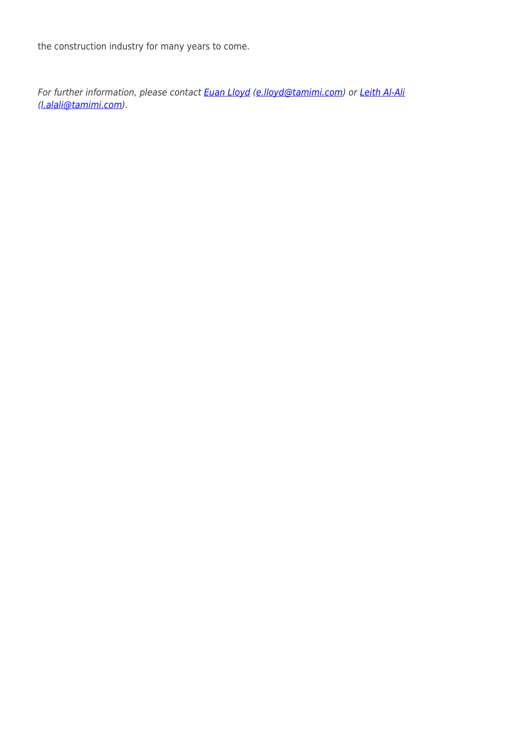the construction industry for many years to come.

*For further information, please contact [Euan Lloyd](#) ([e.lloyd@tamimi.com](mailto:e.lloyd@tamimi.com)) or [Leith Al-Ali](#) ([l.alali@tamimi.com](mailto:l.alali@tamimi.com)).*